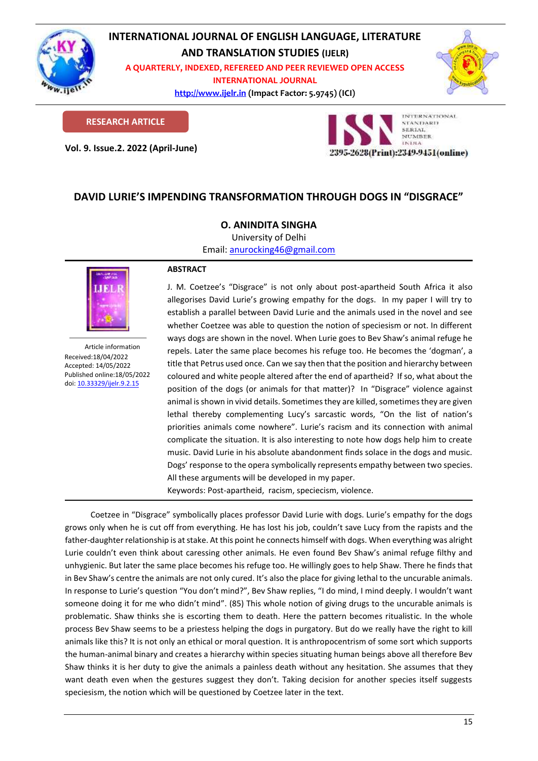# INTERNATIONAL JOURNAL OF ENGLISH LANGUAGE, LITERATURE AND TRANSLATION STUDIES (IJELR)

**A QUARTERLY, INDEXED, REFEREED AND PEER REVIEWED OPEN ACCESS INTERNATIONAL JOURNAL**

http://www.ijelr.in (Impact Factor: 5.9745) (ICI)

**RESEARCH ARTICLE**

**Vol. 9. Issue.2. 2022 (April-June)**

2395-2628(Print):2349-9451(online)

## DAVID LURIE'S IMPENDING TRANSFORMATION THROUGH DOGS IN "DISGRACE"

**O. ANINDITA SINGHA**

University of Delhi

Email: anurocking46@gmail.com

Article information
Received:18/04/2022
Accepted: 14/05/2022
Published online:18/05/2022
doi: 10.33329/ijelr.9.2.15

### ABSTRACT

J. M. Coetzee's "Disgrace" is not only about post-apartheid South Africa it also allegorises David Lurie's growing empathy for the dogs. In my paper I will try to establish a parallel between David Lurie and the animals used in the novel and see whether Coetzee was able to question the notion of speciesism or not. In different ways dogs are shown in the novel. When Lurie goes to Bev Shaw's animal refuge he repels. Later the same place becomes his refuge too. He becomes the 'dogman', a title that Petrus used once. Can we say then that the position and hierarchy between coloured and white people altered after the end of apartheid? If so, what about the position of the dogs (or animals for that matter)? In "Disgrace" violence against animal is shown in vivid details. Sometimes they are killed, sometimes they are given lethal thereby complementing Lucy's sarcastic words, "On the list of nation's priorities animals come nowhere". Lurie's racism and its connection with animal complicate the situation. It is also interesting to note how dogs help him to create music. David Lurie in his absolute abandonment finds solace in the dogs and music. Dogs' response to the opera symbolically represents empathy between two species. All these arguments will be developed in my paper.

Keywords: Post-apartheid, racism, speciecism, violence.

---

Coetzee in "Disgrace" symbolically places professor David Lurie with dogs. Lurie's empathy for the dogs grows only when he is cut off from everything. He has lost his job, couldn't save Lucy from the rapists and the father-daughter relationship is at stake. At this point he connects himself with dogs. When everything was alright Lurie couldn't even think about caressing other animals. He even found Bev Shaw's animal refuge filthy and unhygienic. But later the same place becomes his refuge too. He willingly goes to help Shaw. There he finds that in Bev Shaw's centre the animals are not only cured. It's also the place for giving lethal to the uncurable animals. In response to Lurie's question "You don't mind?", Bev Shaw replies, "I do mind, I mind deeply. I wouldn't want someone doing it for me who didn't mind". (85) This whole notion of giving drugs to the uncurable animals is problematic. Shaw thinks she is escorting them to death. Here the pattern becomes ritualistic. In the whole process Bev Shaw seems to be a priestess helping the dogs in purgatory. But do we really have the right to kill animals like this? It is not only an ethical or moral question. It is anthropocentrism of some sort which supports the human-animal binary and creates a hierarchy within species situating human beings above all therefore Bev Shaw thinks it is her duty to give the animals a painless death without any hesitation. She assumes that they want death even when the gestures suggest they don't. Taking decision for another species itself suggests speciesism, the notion which will be questioned by Coetzee later in the text.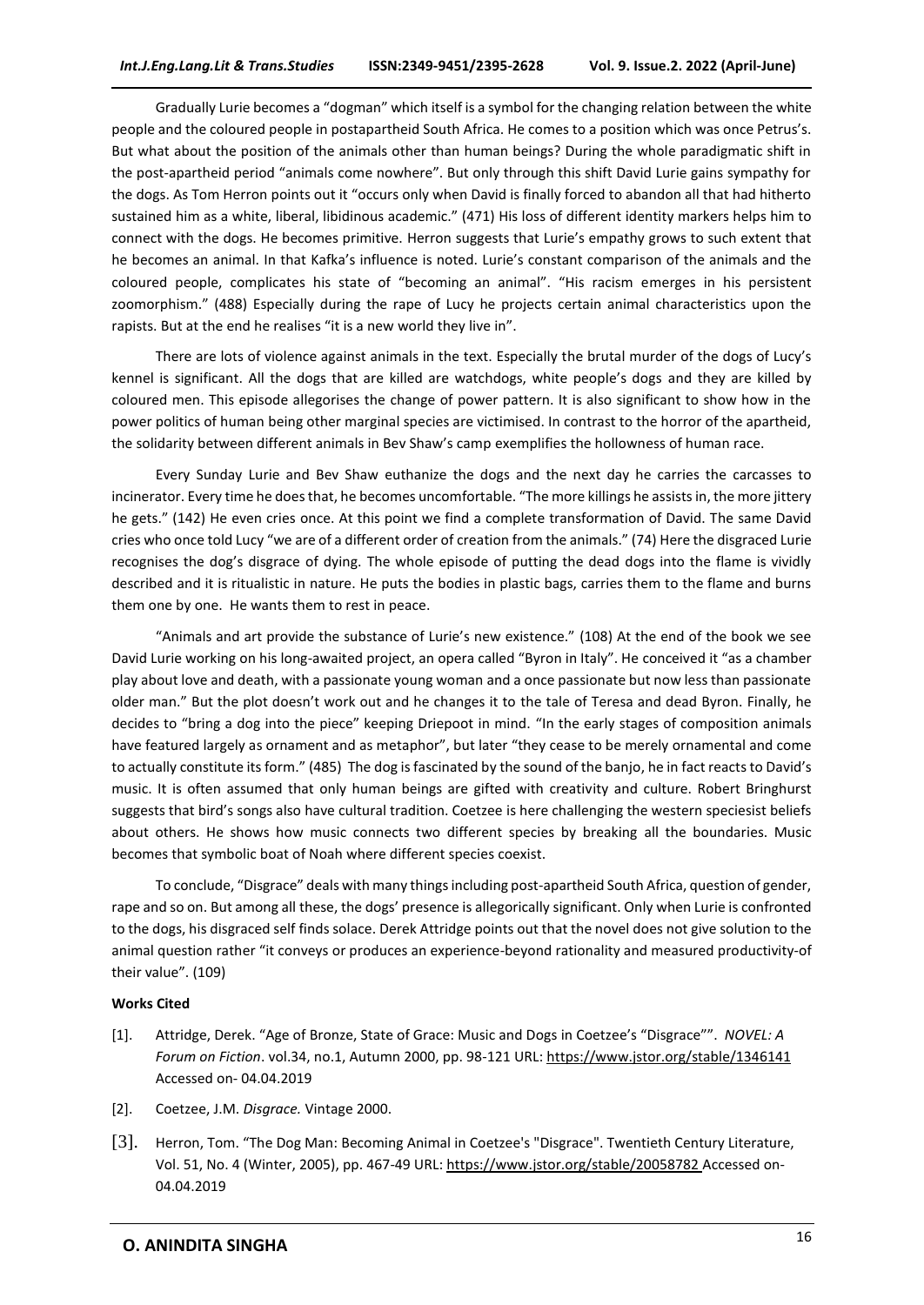Gradually Lurie becomes a "dogman" which itself is a symbol for the changing relation between the white people and the coloured people in postapartheid South Africa. He comes to a position which was once Petrus's. But what about the position of the animals other than human beings? During the whole paradigmatic shift in the post-apartheid period "animals come nowhere". But only through this shift David Lurie gains sympathy for the dogs. As Tom Herron points out it "occurs only when David is finally forced to abandon all that had hitherto sustained him as a white, liberal, libidinous academic." (471) His loss of different identity markers helps him to connect with the dogs. He becomes primitive. Herron suggests that Lurie's empathy grows to such extent that he becomes an animal. In that Kafka's influence is noted. Lurie's constant comparison of the animals and the coloured people, complicates his state of "becoming an animal". "His racism emerges in his persistent zoomorphism." (488) Especially during the rape of Lucy he projects certain animal characteristics upon the rapists. But at the end he realises "it is a new world they live in".

There are lots of violence against animals in the text. Especially the brutal murder of the dogs of Lucy's kennel is significant. All the dogs that are killed are watchdogs, white people's dogs and they are killed by coloured men. This episode allegorises the change of power pattern. It is also significant to show how in the power politics of human being other marginal species are victimised. In contrast to the horror of the apartheid, the solidarity between different animals in Bev Shaw's camp exemplifies the hollowness of human race.

Every Sunday Lurie and Bev Shaw euthanize the dogs and the next day he carries the carcasses to incinerator. Every time he does that, he becomes uncomfortable. "The more killings he assists in, the more jittery he gets." (142) He even cries once. At this point we find a complete transformation of David. The same David who once told Lucy "we are of a different order of creation from the animals." (74) Here the disgraced Lurie recognises the dog's disgrace of dying. The whole episode of putting the dead dogs into the flame is vividly described and it is ritualistic in nature. He puts the bodies in plastic bags, carries them to the flame and burns them one by one. He wants them to rest in peace.

"Animals and art provide the substance of Lurie's new existence." (108) At the end of the book we see David Lurie working on his long-awaited project, an opera called "Byron in Italy". He conceived it "as a chamber play about love and death, with a passionate young woman and a once passionate but now less than passionate older man." But the plot doesn't work out and he changes it to the tale of Teresa and dead Byron. Finally, he decides to "bring a dog into the piece" keeping Driepoot in mind. "In the early stages of composition animals have featured largely as ornament and as metaphor", but later "they cease to be merely ornamental and come to actually constitute its form." (485) The dog is fascinated by the sound of the banjo, he in fact reacts to David's music. It is often assumed that only human beings are gifted with creativity and culture. Robert Bringhurst suggests that bird's songs also have cultural tradition. Coetzee is here challenging the western speciesist beliefs about others. He shows how music connects two different species by breaking all the boundaries. Music becomes that symbolic boat of Noah where different species coexist.

To conclude, "Disgrace" deals with many things including post-apartheid South Africa, question of gender, rape and so on. But among all these, the dogs' presence is allegorically significant. Only when Lurie is confronted to the dogs, his disgraced self finds solace. Derek Attridge points out that the novel does not give solution to the animal question rather "it conveys or produces an experience-beyond rationality and measured productivity-of their value". (109)

**Works Cited**

[1]. Attridge, Derek. "Age of Bronze, State of Grace: Music and Dogs in Coetzee's "Disgrace"". *NOVEL: A Forum on Fiction*. vol.34, no.1, Autumn 2000, pp. 98-121 URL: https://www.jstor.org/stable/1346141 Accessed on- 04.04.2019

[2]. Coetzee, J.M. *Disgrace.* Vintage 2000.

[3]. Herron, Tom. "The Dog Man: Becoming Animal in Coetzee's "Disgrace". Twentieth Century Literature, Vol. 51, No. 4 (Winter, 2005), pp. 467-49 URL: https://www.jstor.org/stable/20058782 Accessed on- 04.04.2019